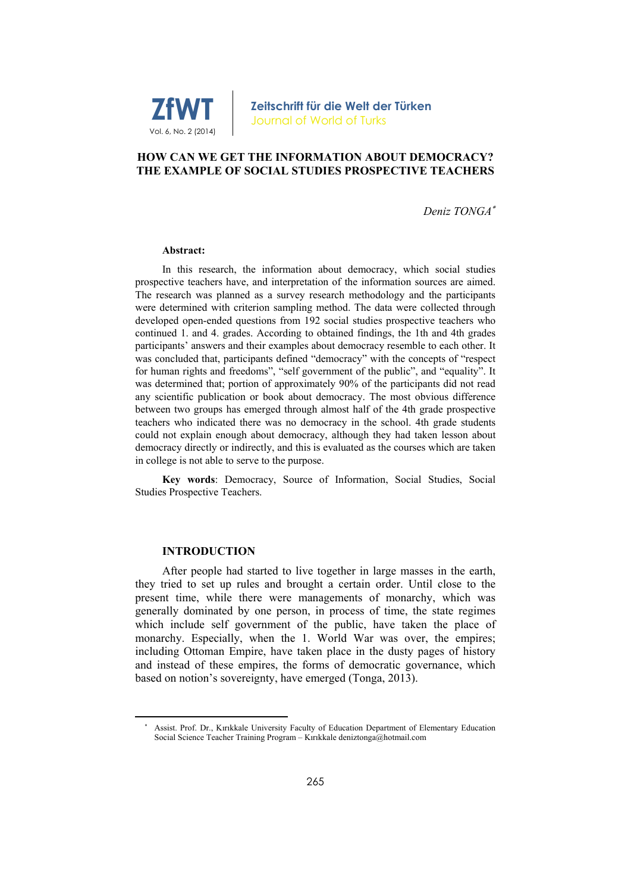# HOW CAN WE GET THE INFORMATION ABOUT DEMOCRACY? THE EXAMPLE OF SOCIAL STUDIES PROSPECTIVE TEACHERS

*Deniz TONGA*[*]

**Abstract:**

In this research, the information about democracy, which social studies prospective teachers have, and interpretation of the information sources are aimed. The research was planned as a survey research methodology and the participants were determined with criterion sampling method. The data were collected through developed open-ended questions from 192 social studies prospective teachers who continued 1. and 4. grades. According to obtained findings, the 1th and 4th grades participants' answers and their examples about democracy resemble to each other. It was concluded that, participants defined "democracy" with the concepts of "respect for human rights and freedoms", "self government of the public", and "equality". It was determined that; portion of approximately 90% of the participants did not read any scientific publication or book about democracy. The most obvious difference between two groups has emerged through almost half of the 4th grade prospective teachers who indicated there was no democracy in the school. 4th grade students could not explain enough about democracy, although they had taken lesson about democracy directly or indirectly, and this is evaluated as the courses which are taken in college is not able to serve to the purpose.

**Key words**: Democracy, Source of Information, Social Studies, Social Studies Prospective Teachers.

## INTRODUCTION

After people had started to live together in large masses in the earth, they tried to set up rules and brought a certain order. Until close to the present time, while there were managements of monarchy, which was generally dominated by one person, in process of time, the state regimes which include self government of the public, have taken the place of monarchy. Especially, when the 1. World War was over, the empires; including Ottoman Empire, have taken place in the dusty pages of history and instead of these empires, the forms of democratic governance, which based on notion's sovereignty, have emerged (Tonga, 2013).

---

[*] Assist. Prof. Dr., Kırıkkale University Faculty of Education Department of Elementary Education Social Science Teacher Training Program – Kırıkkale deniztonga@hotmail.com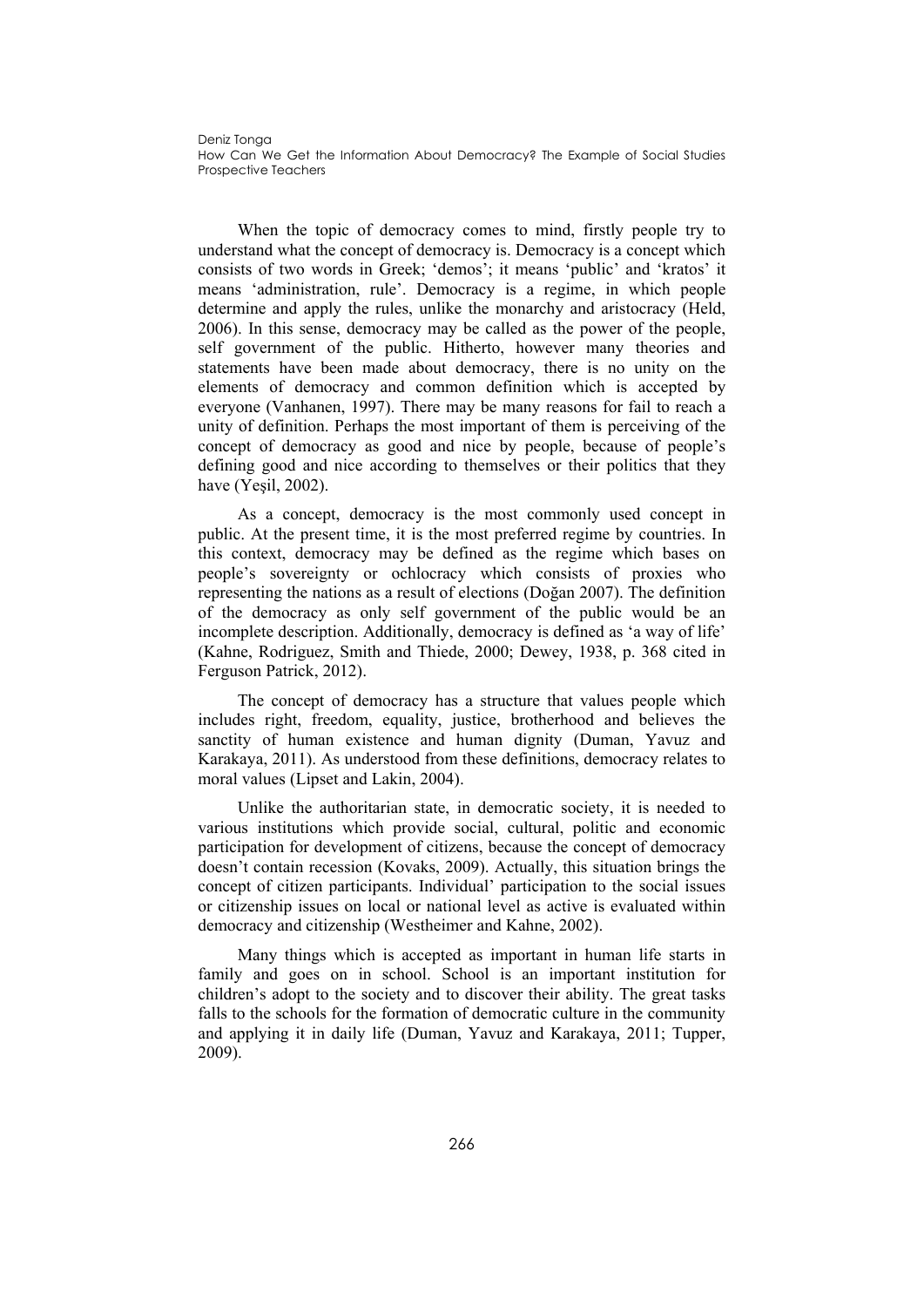When the topic of democracy comes to mind, firstly people try to understand what the concept of democracy is. Democracy is a concept which consists of two words in Greek; 'demos'; it means 'public' and 'kratos' it means 'administration, rule'. Democracy is a regime, in which people determine and apply the rules, unlike the monarchy and aristocracy (Held, 2006). In this sense, democracy may be called as the power of the people, self government of the public. Hitherto, however many theories and statements have been made about democracy, there is no unity on the elements of democracy and common definition which is accepted by everyone (Vanhanen, 1997). There may be many reasons for fail to reach a unity of definition. Perhaps the most important of them is perceiving of the concept of democracy as good and nice by people, because of people's defining good and nice according to themselves or their politics that they have (Yeşil, 2002).

As a concept, democracy is the most commonly used concept in public. At the present time, it is the most preferred regime by countries. In this context, democracy may be defined as the regime which bases on people's sovereignty or ochlocracy which consists of proxies who representing the nations as a result of elections (Doğan 2007). The definition of the democracy as only self government of the public would be an incomplete description. Additionally, democracy is defined as 'a way of life' (Kahne, Rodriguez, Smith and Thiede, 2000; Dewey, 1938, p. 368 cited in Ferguson Patrick, 2012).

The concept of democracy has a structure that values people which includes right, freedom, equality, justice, brotherhood and believes the sanctity of human existence and human dignity (Duman, Yavuz and Karakaya, 2011). As understood from these definitions, democracy relates to moral values (Lipset and Lakin, 2004).

Unlike the authoritarian state, in democratic society, it is needed to various institutions which provide social, cultural, politic and economic participation for development of citizens, because the concept of democracy doesn't contain recession (Kovaks, 2009). Actually, this situation brings the concept of citizen participants. Individual' participation to the social issues or citizenship issues on local or national level as active is evaluated within democracy and citizenship (Westheimer and Kahne, 2002).

Many things which is accepted as important in human life starts in family and goes on in school. School is an important institution for children's adopt to the society and to discover their ability. The great tasks falls to the schools for the formation of democratic culture in the community and applying it in daily life (Duman, Yavuz and Karakaya, 2011; Tupper, 2009).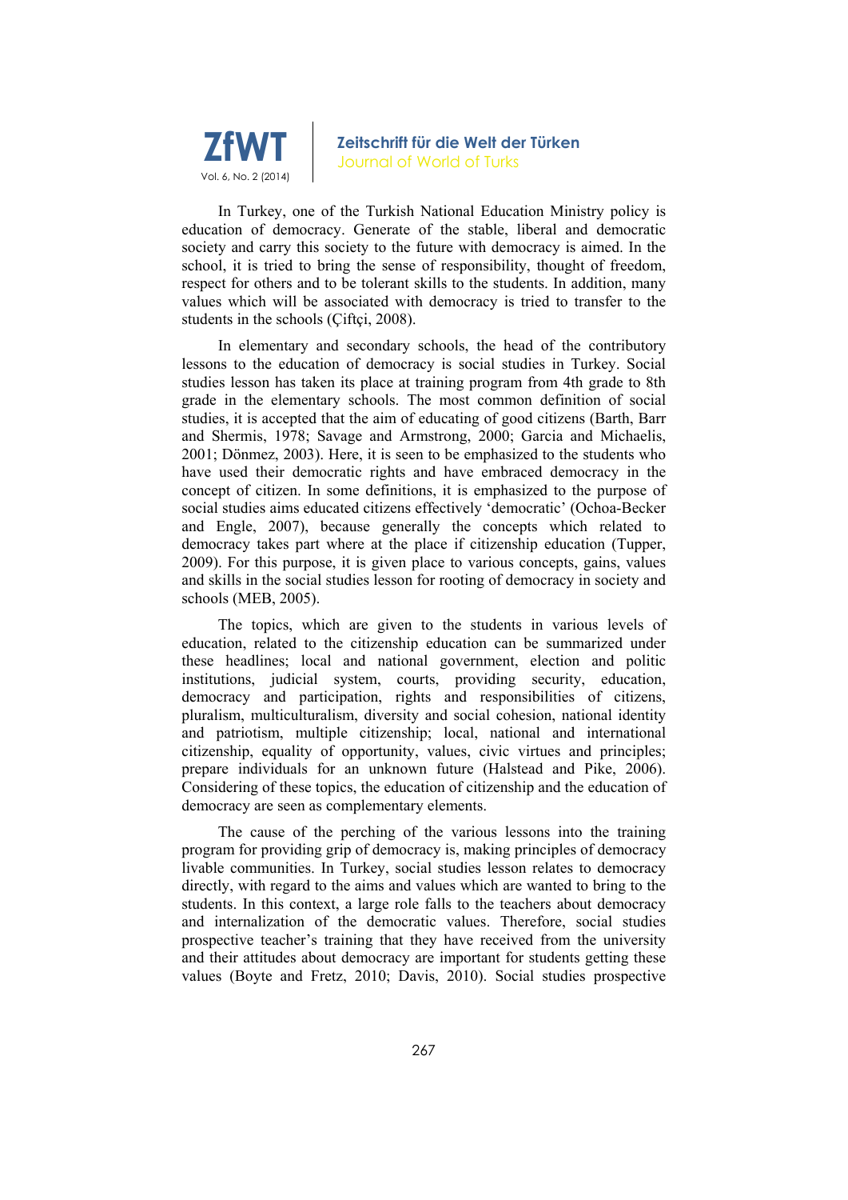In Turkey, one of the Turkish National Education Ministry policy is education of democracy. Generate of the stable, liberal and democratic society and carry this society to the future with democracy is aimed. In the school, it is tried to bring the sense of responsibility, thought of freedom, respect for others and to be tolerant skills to the students. In addition, many values which will be associated with democracy is tried to transfer to the students in the schools (Çiftçi, 2008).

In elementary and secondary schools, the head of the contributory lessons to the education of democracy is social studies in Turkey. Social studies lesson has taken its place at training program from 4th grade to 8th grade in the elementary schools. The most common definition of social studies, it is accepted that the aim of educating of good citizens (Barth, Barr and Shermis, 1978; Savage and Armstrong, 2000; Garcia and Michaelis, 2001; Dönmez, 2003). Here, it is seen to be emphasized to the students who have used their democratic rights and have embraced democracy in the concept of citizen. In some definitions, it is emphasized to the purpose of social studies aims educated citizens effectively 'democratic' (Ochoa-Becker and Engle, 2007), because generally the concepts which related to democracy takes part where at the place if citizenship education (Tupper, 2009). For this purpose, it is given place to various concepts, gains, values and skills in the social studies lesson for rooting of democracy in society and schools (MEB, 2005).

The topics, which are given to the students in various levels of education, related to the citizenship education can be summarized under these headlines; local and national government, election and politic institutions, judicial system, courts, providing security, education, democracy and participation, rights and responsibilities of citizens, pluralism, multiculturalism, diversity and social cohesion, national identity and patriotism, multiple citizenship; local, national and international citizenship, equality of opportunity, values, civic virtues and principles; prepare individuals for an unknown future (Halstead and Pike, 2006). Considering of these topics, the education of citizenship and the education of democracy are seen as complementary elements.

The cause of the perching of the various lessons into the training program for providing grip of democracy is, making principles of democracy livable communities. In Turkey, social studies lesson relates to democracy directly, with regard to the aims and values which are wanted to bring to the students. In this context, a large role falls to the teachers about democracy and internalization of the democratic values. Therefore, social studies prospective teacher's training that they have received from the university and their attitudes about democracy are important for students getting these values (Boyte and Fretz, 2010; Davis, 2010). Social studies prospective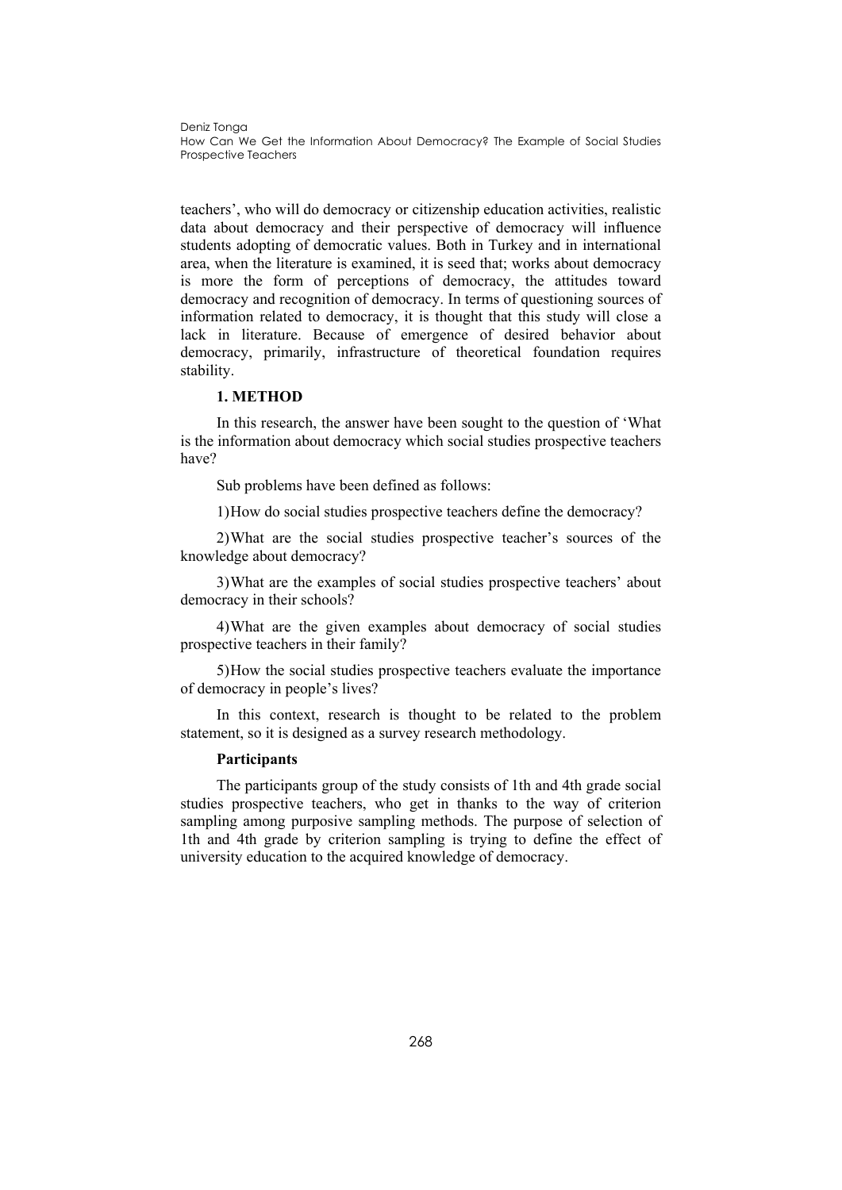teachers', who will do democracy or citizenship education activities, realistic data about democracy and their perspective of democracy will influence students adopting of democratic values. Both in Turkey and in international area, when the literature is examined, it is seed that; works about democracy is more the form of perceptions of democracy, the attitudes toward democracy and recognition of democracy. In terms of questioning sources of information related to democracy, it is thought that this study will close a lack in literature. Because of emergence of desired behavior about democracy, primarily, infrastructure of theoretical foundation requires stability.

## 1. METHOD

In this research, the answer have been sought to the question of 'What is the information about democracy which social studies prospective teachers have?

Sub problems have been defined as follows:

1) How do social studies prospective teachers define the democracy?

2) What are the social studies prospective teacher's sources of the knowledge about democracy?

3) What are the examples of social studies prospective teachers' about democracy in their schools?

4) What are the given examples about democracy of social studies prospective teachers in their family?

5) How the social studies prospective teachers evaluate the importance of democracy in people's lives?

In this context, research is thought to be related to the problem statement, so it is designed as a survey research methodology.

### Participants

The participants group of the study consists of 1th and 4th grade social studies prospective teachers, who get in thanks to the way of criterion sampling among purposive sampling methods. The purpose of selection of 1th and 4th grade by criterion sampling is trying to define the effect of university education to the acquired knowledge of democracy.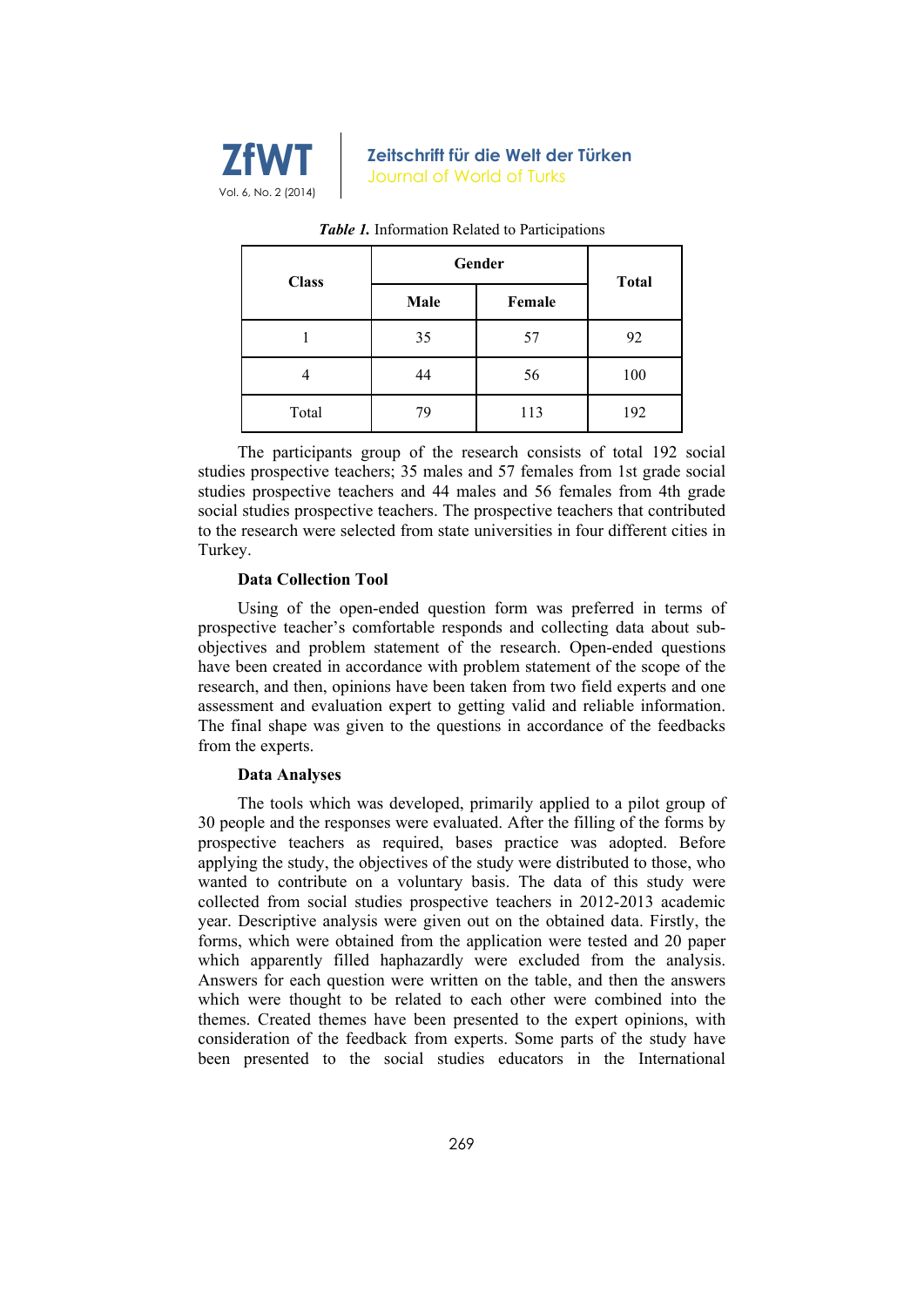***Table 1.*** Information Related to Participations

| Class | Gender | | Total |
|---|---|---|---|
| | Male | Female | |
| 1 | 35 | 57 | 92 |
| 4 | 44 | 56 | 100 |
| Total | 79 | 113 | 192 |

The participants group of the research consists of total 192 social studies prospective teachers; 35 males and 57 females from 1st grade social studies prospective teachers and 44 males and 56 females from 4th grade social studies prospective teachers. The prospective teachers that contributed to the research were selected from state universities in four different cities in Turkey.

**Data Collection Tool**

Using of the open-ended question form was preferred in terms of prospective teacher's comfortable responds and collecting data about sub-objectives and problem statement of the research. Open-ended questions have been created in accordance with problem statement of the scope of the research, and then, opinions have been taken from two field experts and one assessment and evaluation expert to getting valid and reliable information. The final shape was given to the questions in accordance of the feedbacks from the experts.

**Data Analyses**

The tools which was developed, primarily applied to a pilot group of 30 people and the responses were evaluated. After the filling of the forms by prospective teachers as required, bases practice was adopted. Before applying the study, the objectives of the study were distributed to those, who wanted to contribute on a voluntary basis. The data of this study were collected from social studies prospective teachers in 2012-2013 academic year. Descriptive analysis were given out on the obtained data. Firstly, the forms, which were obtained from the application were tested and 20 paper which apparently filled haphazardly were excluded from the analysis. Answers for each question were written on the table, and then the answers which were thought to be related to each other were combined into the themes. Created themes have been presented to the expert opinions, with consideration of the feedback from experts. Some parts of the study have been presented to the social studies educators in the International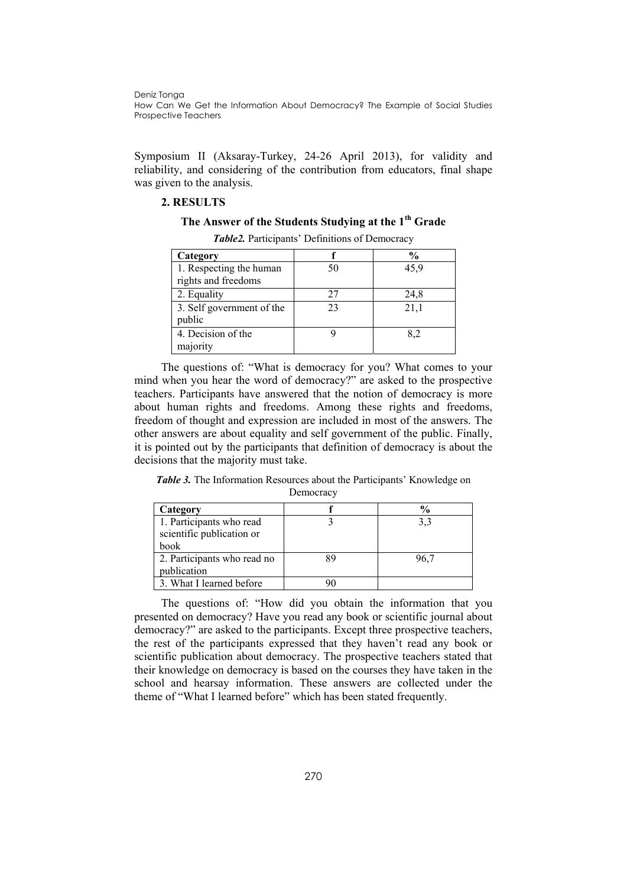Symposium II (Aksaray-Turkey, 24-26 April 2013), for validity and reliability, and considering of the contribution from educators, final shape was given to the analysis.

## 2. RESULTS

### The Answer of the Students Studying at the 1th Grade

***Table2.*** Participants' Definitions of Democracy

| Category | f | % |
|---|---|---|
| 1. Respecting the human rights and freedoms | 50 | 45,9 |
| 2. Equality | 27 | 24,8 |
| 3. Self government of the public | 23 | 21,1 |
| 4. Decision of the majority | 9 | 8,2 |

The questions of: "What is democracy for you? What comes to your mind when you hear the word of democracy?" are asked to the prospective teachers. Participants have answered that the notion of democracy is more about human rights and freedoms. Among these rights and freedoms, freedom of thought and expression are included in most of the answers. The other answers are about equality and self government of the public. Finally, it is pointed out by the participants that definition of democracy is about the decisions that the majority must take.

***Table 3.*** The Information Resources about the Participants' Knowledge on Democracy

| Category | f | % |
|---|---|---|
| 1. Participants who read scientific publication or book | 3 | 3,3 |
| 2. Participants who read no publication | 89 | 96,7 |
| 3. What I learned before | 90 | |

The questions of: "How did you obtain the information that you presented on democracy? Have you read any book or scientific journal about democracy?" are asked to the participants. Except three prospective teachers, the rest of the participants expressed that they haven't read any book or scientific publication about democracy. The prospective teachers stated that their knowledge on democracy is based on the courses they have taken in the school and hearsay information. These answers are collected under the theme of "What I learned before" which has been stated frequently.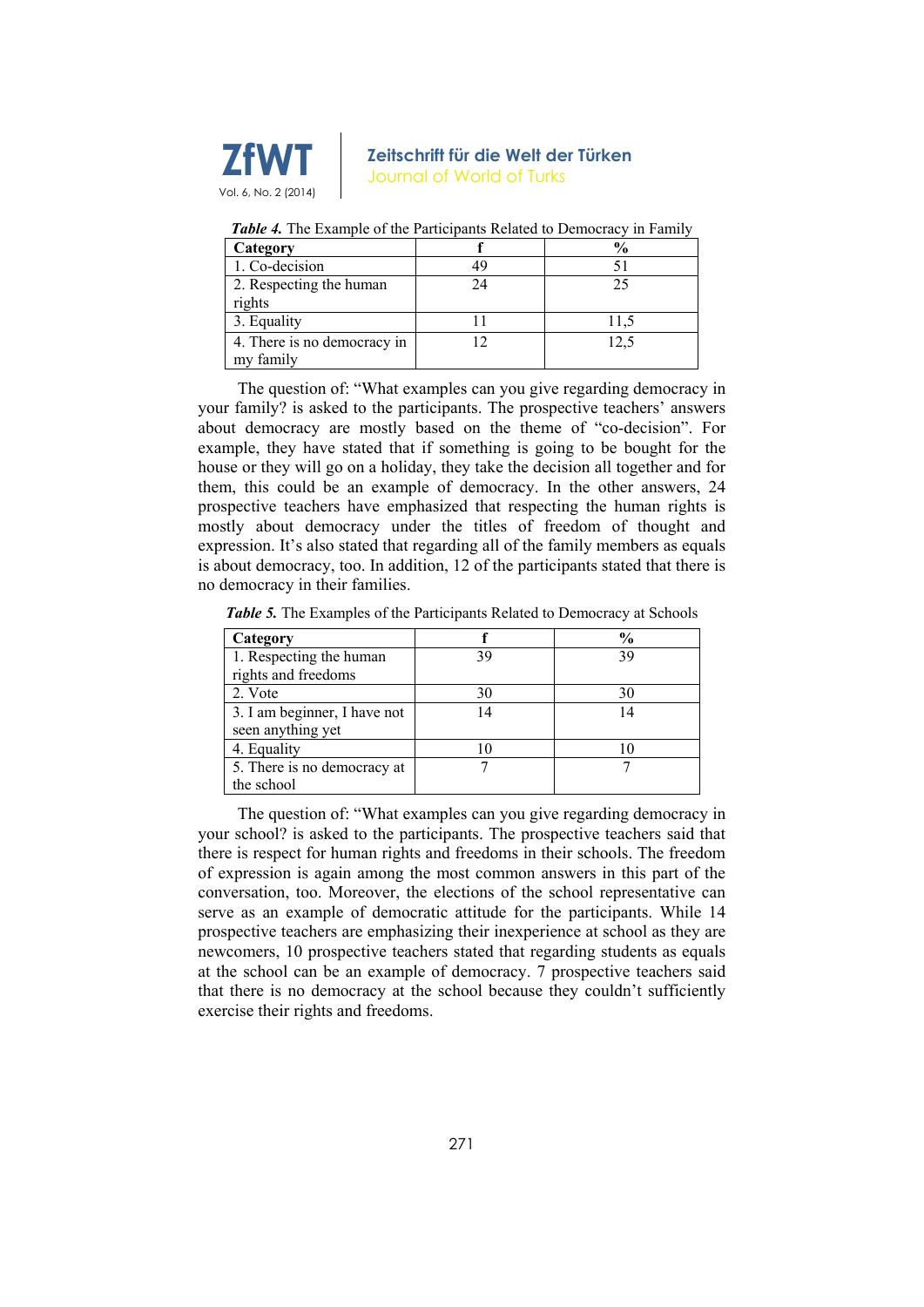***Table 4.*** The Example of the Participants Related to Democracy in Family

| Category | f | % |
|---|---|---|
| 1. Co-decision | 49 | 51 |
| 2. Respecting the human rights | 24 | 25 |
| 3. Equality | 11 | 11,5 |
| 4. There is no democracy in my family | 12 | 12,5 |

The question of: "What examples can you give regarding democracy in your family? is asked to the participants. The prospective teachers' answers about democracy are mostly based on the theme of "co-decision". For example, they have stated that if something is going to be bought for the house or they will go on a holiday, they take the decision all together and for them, this could be an example of democracy. In the other answers, 24 prospective teachers have emphasized that respecting the human rights is mostly about democracy under the titles of freedom of thought and expression. It's also stated that regarding all of the family members as equals is about democracy, too. In addition, 12 of the participants stated that there is no democracy in their families.

***Table 5.*** The Examples of the Participants Related to Democracy at Schools

| Category | f | % |
|---|---|---|
| 1. Respecting the human rights and freedoms | 39 | 39 |
| 2. Vote | 30 | 30 |
| 3. I am beginner, I have not seen anything yet | 14 | 14 |
| 4. Equality | 10 | 10 |
| 5. There is no democracy at the school | 7 | 7 |

The question of: "What examples can you give regarding democracy in your school? is asked to the participants. The prospective teachers said that there is respect for human rights and freedoms in their schools. The freedom of expression is again among the most common answers in this part of the conversation, too. Moreover, the elections of the school representative can serve as an example of democratic attitude for the participants. While 14 prospective teachers are emphasizing their inexperience at school as they are newcomers, 10 prospective teachers stated that regarding students as equals at the school can be an example of democracy. 7 prospective teachers said that there is no democracy at the school because they couldn't sufficiently exercise their rights and freedoms.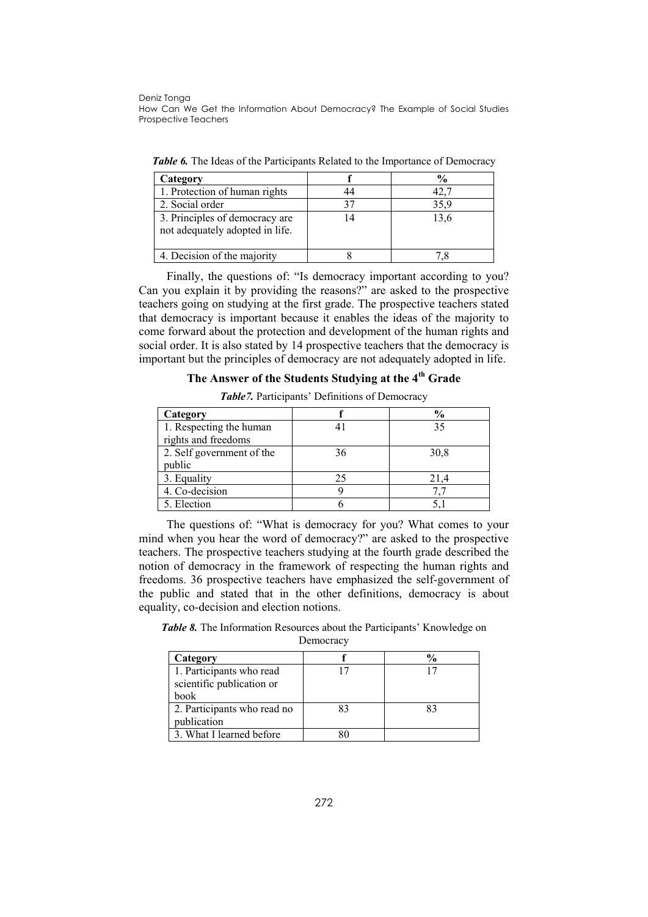***Table 6.*** The Ideas of the Participants Related to the Importance of Democracy

| Category | f | % |
|---|---|---|
| 1. Protection of human rights | 44 | 42,7 |
| 2. Social order | 37 | 35,9 |
| 3. Principles of democracy are not adequately adopted in life. | 14 | 13,6 |
| 4. Decision of the majority | 8 | 7,8 |

Finally, the questions of: "Is democracy important according to you? Can you explain it by providing the reasons?" are asked to the prospective teachers going on studying at the first grade. The prospective teachers stated that democracy is important because it enables the ideas of the majority to come forward about the protection and development of the human rights and social order. It is also stated by 14 prospective teachers that the democracy is important but the principles of democracy are not adequately adopted in life.

## The Answer of the Students Studying at the 4th Grade

***Table7.*** Participants' Definitions of Democracy

| Category | f | % |
|---|---|---|
| 1. Respecting the human rights and freedoms | 41 | 35 |
| 2. Self government of the public | 36 | 30,8 |
| 3. Equality | 25 | 21,4 |
| 4. Co-decision | 9 | 7,7 |
| 5. Election | 6 | 5,1 |

The questions of: "What is democracy for you? What comes to your mind when you hear the word of democracy?" are asked to the prospective teachers. The prospective teachers studying at the fourth grade described the notion of democracy in the framework of respecting the human rights and freedoms. 36 prospective teachers have emphasized the self-government of the public and stated that in the other definitions, democracy is about equality, co-decision and election notions.

***Table 8.*** The Information Resources about the Participants' Knowledge on Democracy

| Category | f | % |
|---|---|---|
| 1. Participants who read scientific publication or book | 17 | 17 |
| 2. Participants who read no publication | 83 | 83 |
| 3. What I learned before | 80 | |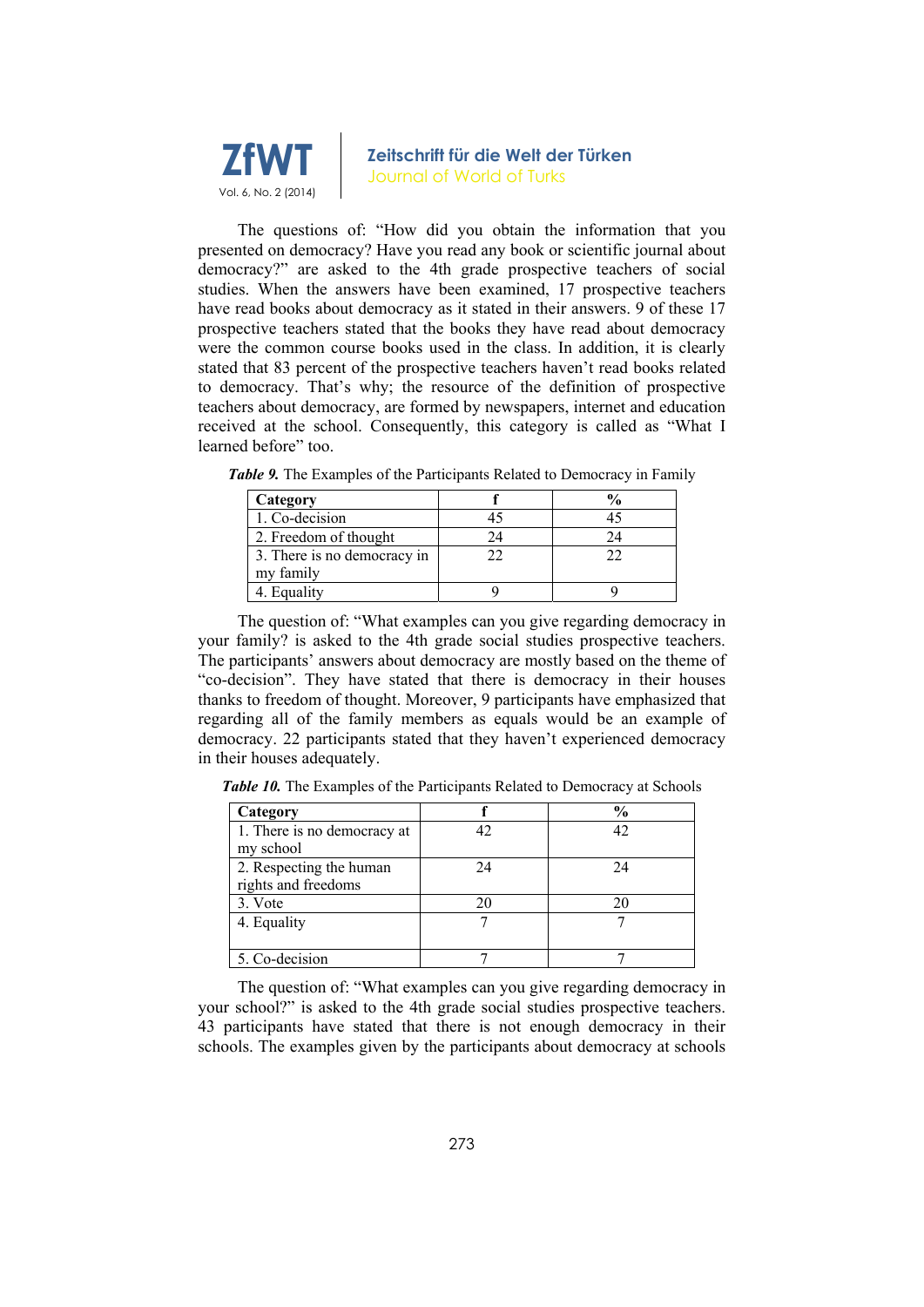The questions of: "How did you obtain the information that you presented on democracy? Have you read any book or scientific journal about democracy?" are asked to the 4th grade prospective teachers of social studies. When the answers have been examined, 17 prospective teachers have read books about democracy as it stated in their answers. 9 of these 17 prospective teachers stated that the books they have read about democracy were the common course books used in the class. In addition, it is clearly stated that 83 percent of the prospective teachers haven't read books related to democracy. That's why; the resource of the definition of prospective teachers about democracy, are formed by newspapers, internet and education received at the school. Consequently, this category is called as "What I learned before" too.

***Table 9.*** The Examples of the Participants Related to Democracy in Family

| Category | f | % |
|---|---|---|
| 1. Co-decision | 45 | 45 |
| 2. Freedom of thought | 24 | 24 |
| 3. There is no democracy in my family | 22 | 22 |
| 4. Equality | 9 | 9 |

The question of: "What examples can you give regarding democracy in your family? is asked to the 4th grade social studies prospective teachers. The participants' answers about democracy are mostly based on the theme of "co-decision". They have stated that there is democracy in their houses thanks to freedom of thought. Moreover, 9 participants have emphasized that regarding all of the family members as equals would be an example of democracy. 22 participants stated that they haven't experienced democracy in their houses adequately.

***Table 10.*** The Examples of the Participants Related to Democracy at Schools

| Category | f | % |
|---|---|---|
| 1. There is no democracy at my school | 42 | 42 |
| 2. Respecting the human rights and freedoms | 24 | 24 |
| 3. Vote | 20 | 20 |
| 4. Equality | 7 | 7 |
| 5. Co-decision | 7 | 7 |

The question of: "What examples can you give regarding democracy in your school?" is asked to the 4th grade social studies prospective teachers. 43 participants have stated that there is not enough democracy in their schools. The examples given by the participants about democracy at schools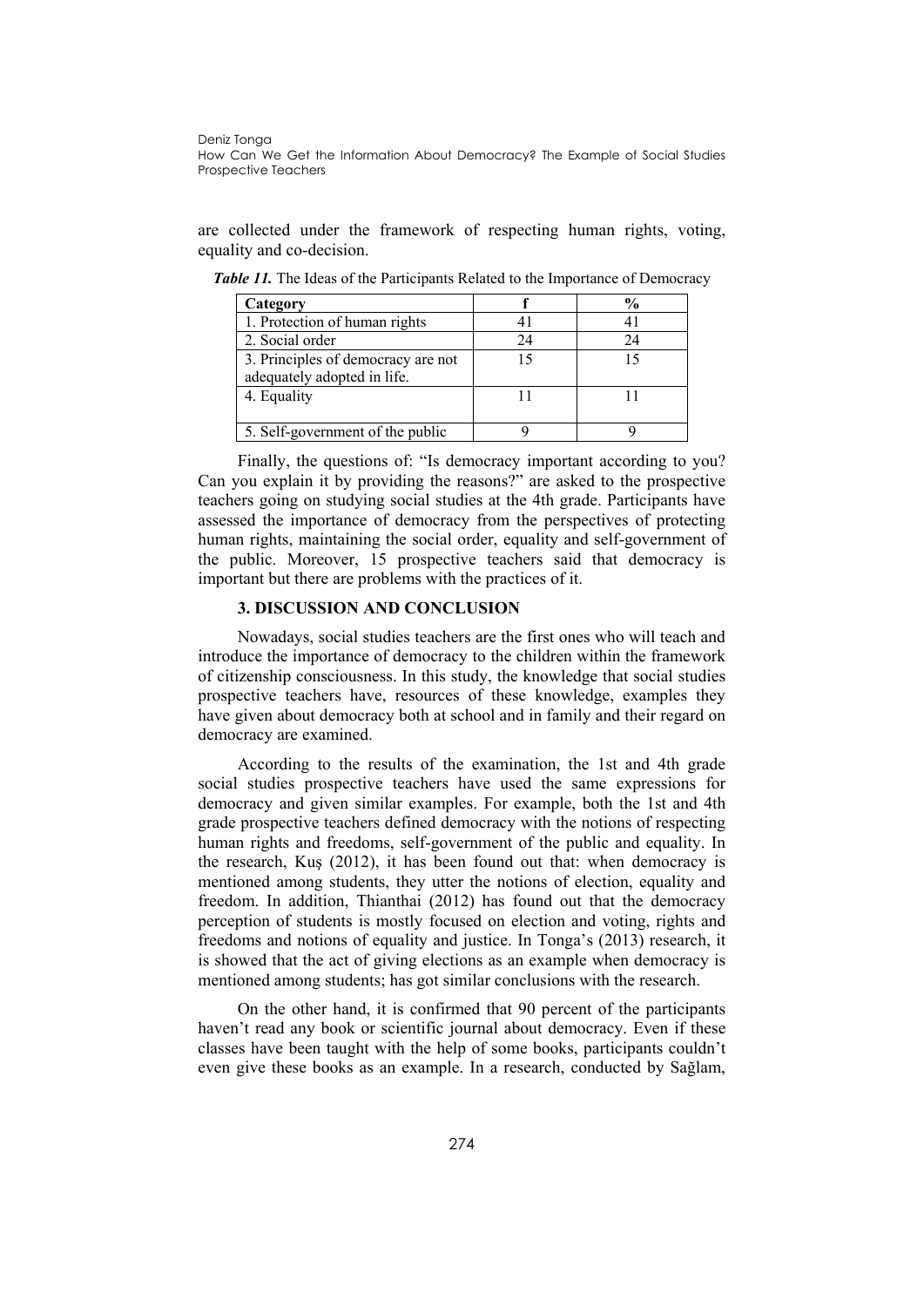are collected under the framework of respecting human rights, voting, equality and co-decision.

***Table 11.*** The Ideas of the Participants Related to the Importance of Democracy

| Category | f | % |
|---|---|---|
| 1. Protection of human rights | 41 | 41 |
| 2. Social order | 24 | 24 |
| 3. Principles of democracy are not adequately adopted in life. | 15 | 15 |
| 4. Equality | 11 | 11 |
| 5. Self-government of the public | 9 | 9 |

Finally, the questions of: "Is democracy important according to you? Can you explain it by providing the reasons?" are asked to the prospective teachers going on studying social studies at the 4th grade. Participants have assessed the importance of democracy from the perspectives of protecting human rights, maintaining the social order, equality and self-government of the public. Moreover, 15 prospective teachers said that democracy is important but there are problems with the practices of it.

## 3. DISCUSSION AND CONCLUSION

Nowadays, social studies teachers are the first ones who will teach and introduce the importance of democracy to the children within the framework of citizenship consciousness. In this study, the knowledge that social studies prospective teachers have, resources of these knowledge, examples they have given about democracy both at school and in family and their regard on democracy are examined.

According to the results of the examination, the 1st and 4th grade social studies prospective teachers have used the same expressions for democracy and given similar examples. For example, both the 1st and 4th grade prospective teachers defined democracy with the notions of respecting human rights and freedoms, self-government of the public and equality. In the research, Kuş (2012), it has been found out that: when democracy is mentioned among students, they utter the notions of election, equality and freedom. In addition, Thianthai (2012) has found out that the democracy perception of students is mostly focused on election and voting, rights and freedoms and notions of equality and justice. In Tonga's (2013) research, it is showed that the act of giving elections as an example when democracy is mentioned among students; has got similar conclusions with the research.

On the other hand, it is confirmed that 90 percent of the participants haven't read any book or scientific journal about democracy. Even if these classes have been taught with the help of some books, participants couldn't even give these books as an example. In a research, conducted by Sağlam,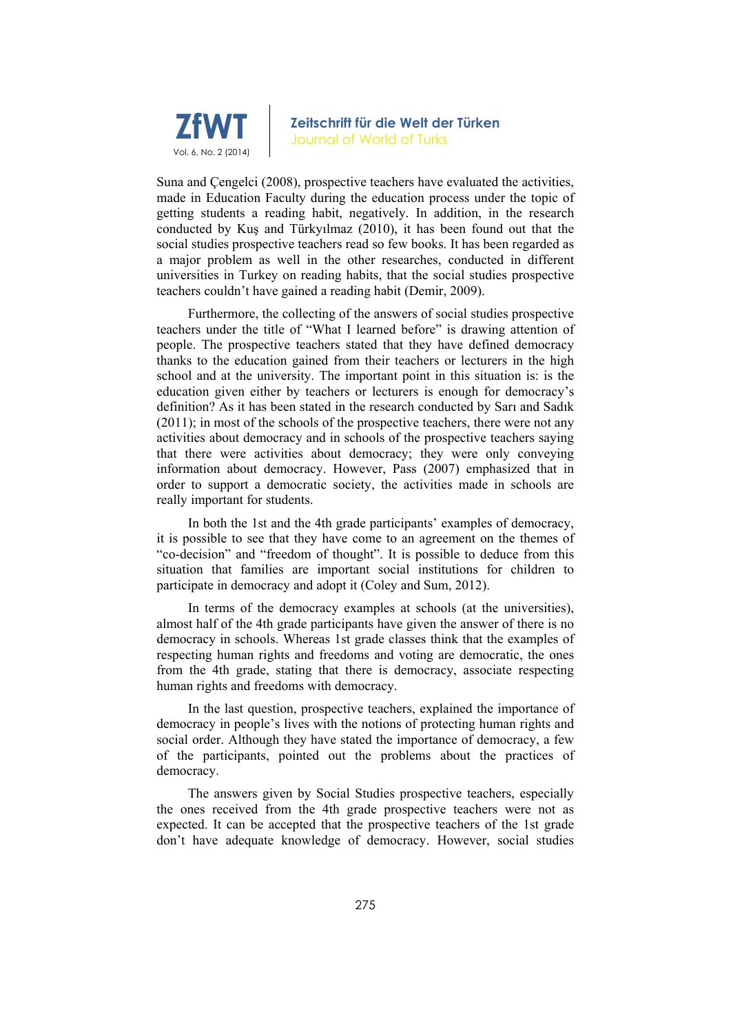Suna and Çengelci (2008), prospective teachers have evaluated the activities, made in Education Faculty during the education process under the topic of getting students a reading habit, negatively. In addition, in the research conducted by Kuş and Türkyılmaz (2010), it has been found out that the social studies prospective teachers read so few books. It has been regarded as a major problem as well in the other researches, conducted in different universities in Turkey on reading habits, that the social studies prospective teachers couldn't have gained a reading habit (Demir, 2009).

Furthermore, the collecting of the answers of social studies prospective teachers under the title of "What I learned before" is drawing attention of people. The prospective teachers stated that they have defined democracy thanks to the education gained from their teachers or lecturers in the high school and at the university. The important point in this situation is: is the education given either by teachers or lecturers is enough for democracy's definition? As it has been stated in the research conducted by Sarı and Sadık (2011); in most of the schools of the prospective teachers, there were not any activities about democracy and in schools of the prospective teachers saying that there were activities about democracy; they were only conveying information about democracy. However, Pass (2007) emphasized that in order to support a democratic society, the activities made in schools are really important for students.

In both the 1st and the 4th grade participants' examples of democracy, it is possible to see that they have come to an agreement on the themes of "co-decision" and "freedom of thought". It is possible to deduce from this situation that families are important social institutions for children to participate in democracy and adopt it (Coley and Sum, 2012).

In terms of the democracy examples at schools (at the universities), almost half of the 4th grade participants have given the answer of there is no democracy in schools. Whereas 1st grade classes think that the examples of respecting human rights and freedoms and voting are democratic, the ones from the 4th grade, stating that there is democracy, associate respecting human rights and freedoms with democracy.

In the last question, prospective teachers, explained the importance of democracy in people's lives with the notions of protecting human rights and social order. Although they have stated the importance of democracy, a few of the participants, pointed out the problems about the practices of democracy.

The answers given by Social Studies prospective teachers, especially the ones received from the 4th grade prospective teachers were not as expected. It can be accepted that the prospective teachers of the 1st grade don't have adequate knowledge of democracy. However, social studies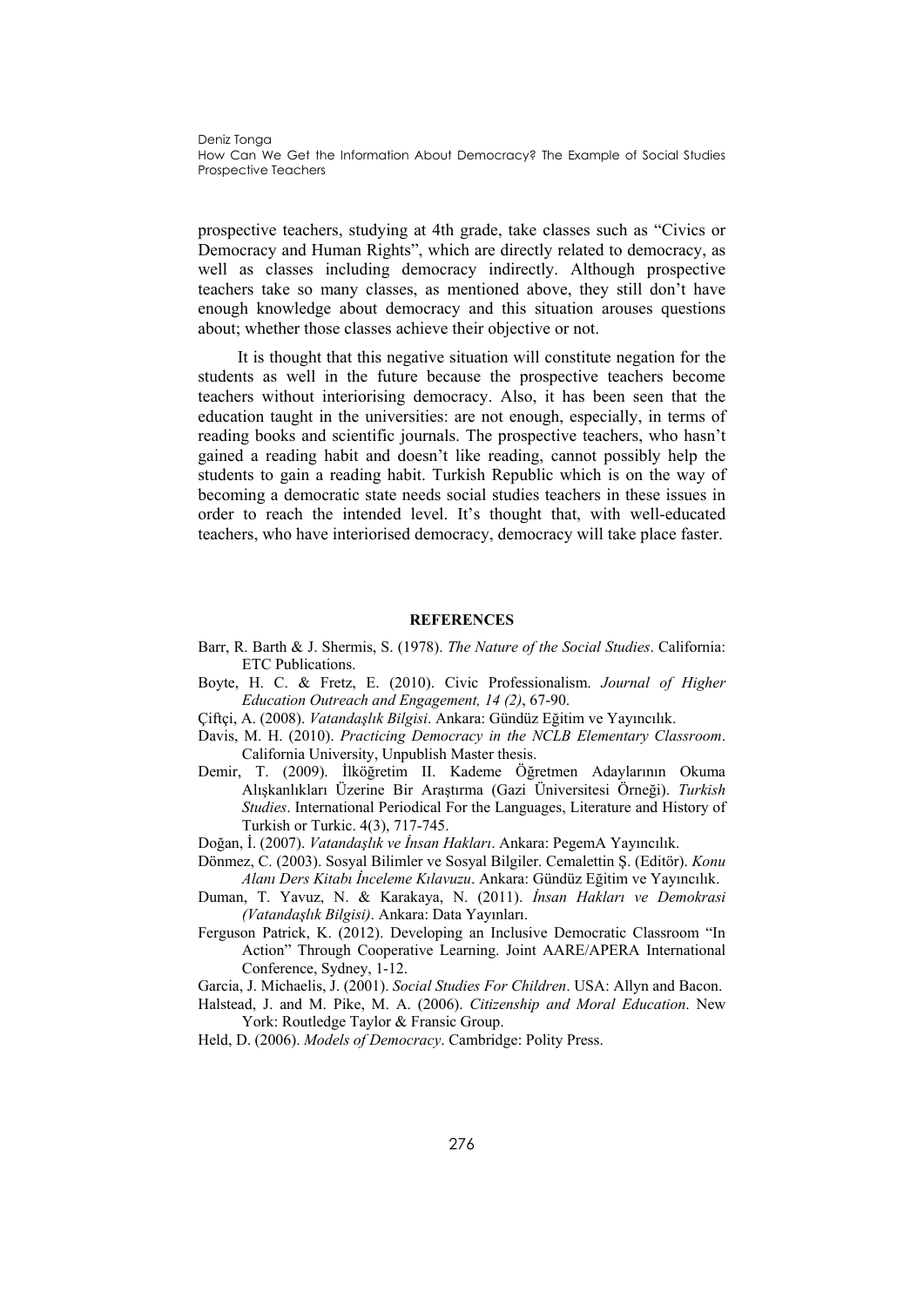prospective teachers, studying at 4th grade, take classes such as "Civics or Democracy and Human Rights", which are directly related to democracy, as well as classes including democracy indirectly. Although prospective teachers take so many classes, as mentioned above, they still don't have enough knowledge about democracy and this situation arouses questions about; whether those classes achieve their objective or not.

It is thought that this negative situation will constitute negation for the students as well in the future because the prospective teachers become teachers without interiorising democracy. Also, it has been seen that the education taught in the universities: are not enough, especially, in terms of reading books and scientific journals. The prospective teachers, who hasn't gained a reading habit and doesn't like reading, cannot possibly help the students to gain a reading habit. Turkish Republic which is on the way of becoming a democratic state needs social studies teachers in these issues in order to reach the intended level. It's thought that, with well-educated teachers, who have interiorised democracy, democracy will take place faster.

## REFERENCES

Barr, R. Barth & J. Shermis, S. (1978). *The Nature of the Social Studies*. California: ETC Publications.

Boyte, H. C. & Fretz, E. (2010). Civic Professionalism. *Journal of Higher Education Outreach and Engagement, 14 (2)*, 67-90.

Çiftçi, A. (2008). *Vatandaşlık Bilgisi*. Ankara: Gündüz Eğitim ve Yayıncılık.

Davis, M. H. (2010). *Practicing Democracy in the NCLB Elementary Classroom*. California University, Unpublish Master thesis.

Demir, T. (2009). İlköğretim II. Kademe Öğretmen Adaylarının Okuma Alışkanlıkları Üzerine Bir Araştırma (Gazi Üniversitesi Örneği). *Turkish Studies*. International Periodical For the Languages, Literature and History of Turkish or Turkic. 4(3), 717-745.

Doğan, İ. (2007). *Vatandaşlık ve İnsan Hakları*. Ankara: PegemA Yayıncılık.

Dönmez, C. (2003). Sosyal Bilimler ve Sosyal Bilgiler. Cemalettin Ş. (Editör). *Konu Alanı Ders Kitabı İnceleme Kılavuzu*. Ankara: Gündüz Eğitim ve Yayıncılık.

Duman, T. Yavuz, N. & Karakaya, N. (2011). *İnsan Hakları ve Demokrasi (Vatandaşlık Bilgisi)*. Ankara: Data Yayınları.

Ferguson Patrick, K. (2012). Developing an Inclusive Democratic Classroom "In Action" Through Cooperative Learning. Joint AARE/APERA International Conference, Sydney, 1-12.

Garcia, J. Michaelis, J. (2001). *Social Studies For Children*. USA: Allyn and Bacon.

Halstead, J. and M. Pike, M. A. (2006). *Citizenship and Moral Education*. New York: Routledge Taylor & Fransic Group.

Held, D. (2006). *Models of Democracy*. Cambridge: Polity Press.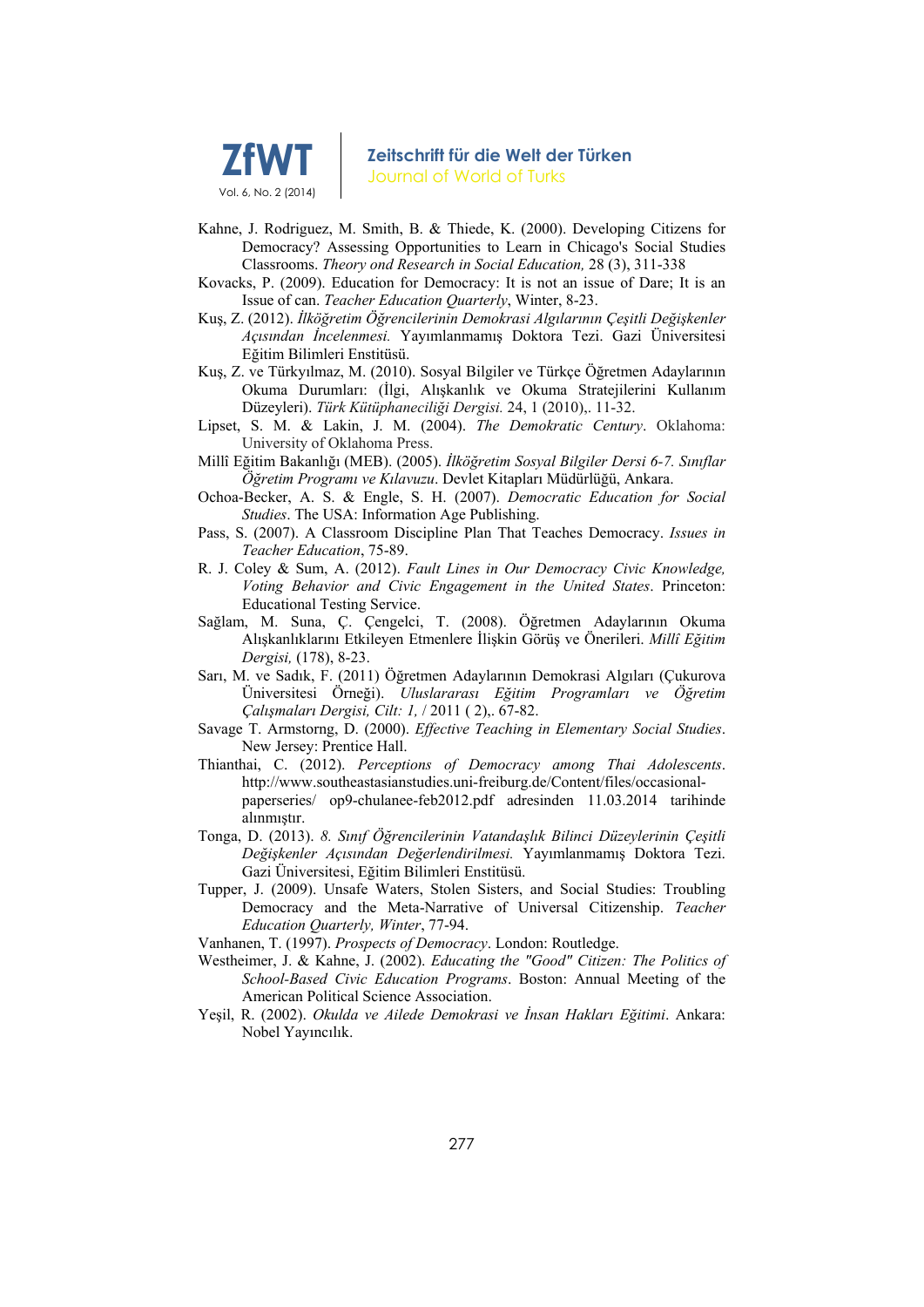Kahne, J. Rodriguez, M. Smith, B. & Thiede, K. (2000). Developing Citizens for Democracy? Assessing Opportunities to Learn in Chicago's Social Studies Classrooms. *Theory ond Research in Social Education,* 28 (3), 311-338

Kovacks, P. (2009). Education for Democracy: It is not an issue of Dare; It is an Issue of can. *Teacher Education Quarterly*, Winter, 8-23.

Kuş, Z. (2012). *İlköğretim Öğrencilerinin Demokrasi Algılarının Çeşitli Değişkenler Açısından İncelenmesi.* Yayımlanmamış Doktora Tezi. Gazi Üniversitesi Eğitim Bilimleri Enstitüsü.

Kuş, Z. ve Türkyılmaz, M. (2010). Sosyal Bilgiler ve Türkçe Öğretmen Adaylarının Okuma Durumları: (İlgi, Alışkanlık ve Okuma Stratejilerini Kullanım Düzeyleri). *Türk Kütüphaneciliği Dergisi.* 24, 1 (2010),. 11-32.

Lipset, S. M. & Lakin, J. M. (2004). *The Demokratic Century*. Oklahoma: University of Oklahoma Press.

Millî Eğitim Bakanlığı (MEB). (2005). *İlköğretim Sosyal Bilgiler Dersi 6-7. Sınıflar Öğretim Programı ve Kılavuzu*. Devlet Kitapları Müdürlüğü, Ankara.

Ochoa-Becker, A. S. & Engle, S. H. (2007). *Democratic Education for Social Studies*. The USA: Information Age Publishing.

Pass, S. (2007). A Classroom Discipline Plan That Teaches Democracy. *Issues in Teacher Education*, 75-89.

R. J. Coley & Sum, A. (2012). *Fault Lines in Our Democracy Civic Knowledge, Voting Behavior and Civic Engagement in the United States*. Princeton: Educational Testing Service.

Sağlam, M. Suna, Ç. Çengelci, T. (2008). Öğretmen Adaylarının Okuma Alışkanlıklarını Etkileyen Etmenlere İlişkin Görüş ve Önerileri. *Millî Eğitim Dergisi,* (178), 8-23.

Sarı, M. ve Sadık, F. (2011) Öğretmen Adaylarının Demokrasi Algıları (Çukurova Üniversitesi Örneği). *Uluslararası Eğitim Programları ve Öğretim Çalışmaları Dergisi, Cilt: 1,* / 2011 ( 2),. 67-82.

Savage T. Armstorng, D. (2000). *Effective Teaching in Elementary Social Studies*. New Jersey: Prentice Hall.

Thianthai, C. (2012). *Perceptions of Democracy among Thai Adolescents*. http://www.southeastasianstudies.uni-freiburg.de/Content/files/occasional-paperseries/ op9-chulanee-feb2012.pdf adresinden 11.03.2014 tarihinde alınmıştır.

Tonga, D. (2013). *8. Sınıf Öğrencilerinin Vatandaşlık Bilinci Düzeylerinin Çeşitli Değişkenler Açısından Değerlendirilmesi.* Yayımlanmamış Doktora Tezi. Gazi Üniversitesi, Eğitim Bilimleri Enstitüsü.

Tupper, J. (2009). Unsafe Waters, Stolen Sisters, and Social Studies: Troubling Democracy and the Meta-Narrative of Universal Citizenship. *Teacher Education Quarterly, Winter*, 77-94.

Vanhanen, T. (1997). *Prospects of Democracy*. London: Routledge.

Westheimer, J. & Kahne, J. (2002). *Educating the "Good" Citizen: The Politics of School-Based Civic Education Programs*. Boston: Annual Meeting of the American Political Science Association.

Yeşil, R. (2002). *Okulda ve Ailede Demokrasi ve İnsan Hakları Eğitimi*. Ankara: Nobel Yayıncılık.